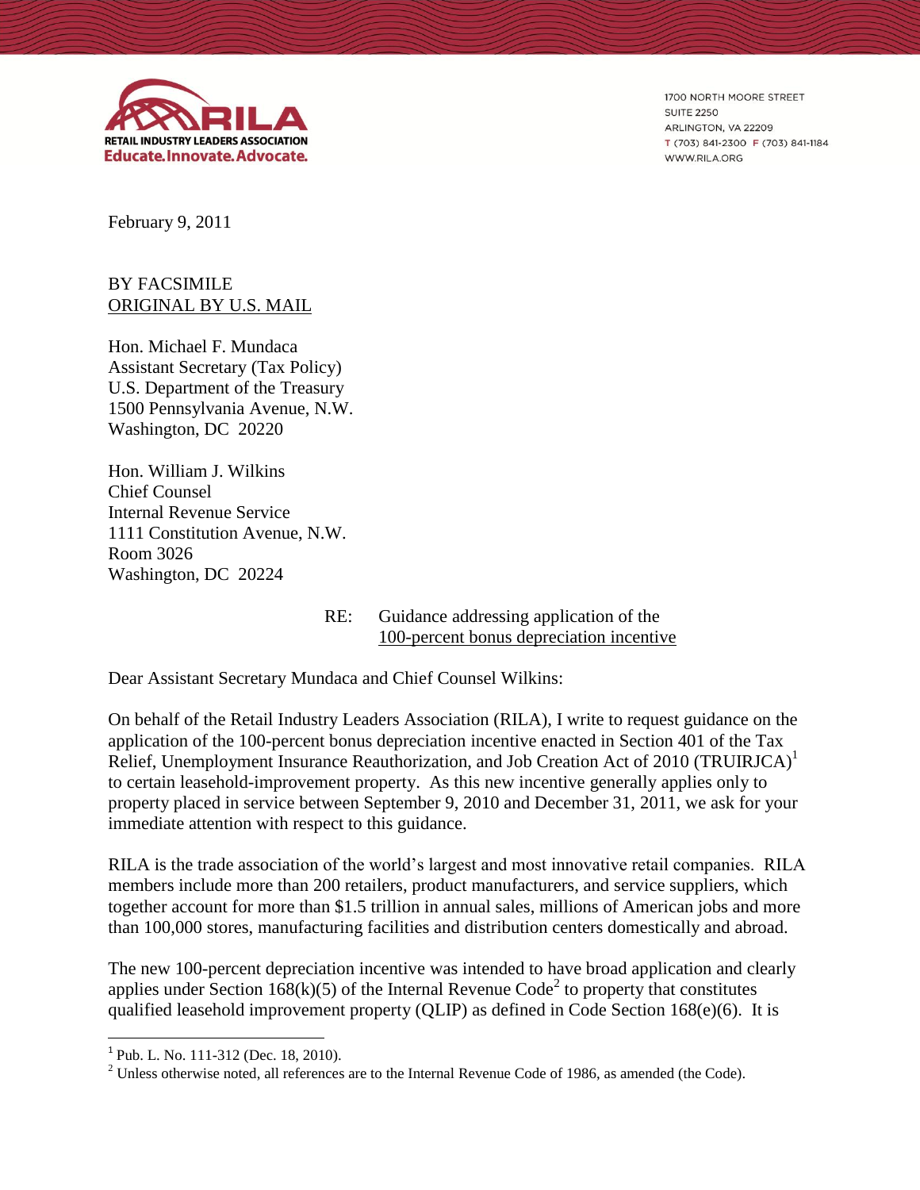RILA
RETAIL INDUSTRY LEADERS ASSOCIATION
Educate.Innovate.Advocate.

1700 NORTH MOORE STREET
SUITE 2250
ARLINGTON, VA 22209
T (703) 841-2300 F (703) 841-1184
WWW.RILA.ORG

February 9, 2011

BY FACSIMILE
ORIGINAL BY U.S. MAIL

Hon. Michael F. Mundaca
Assistant Secretary (Tax Policy)
U.S. Department of the Treasury
1500 Pennsylvania Avenue, N.W.
Washington, DC 20220

Hon. William J. Wilkins
Chief Counsel
Internal Revenue Service
1111 Constitution Avenue, N.W.
Room 3026
Washington, DC 20224

RE: Guidance addressing application of the 100-percent bonus depreciation incentive

Dear Assistant Secretary Mundaca and Chief Counsel Wilkins:

On behalf of the Retail Industry Leaders Association (RILA), I write to request guidance on the application of the 100-percent bonus depreciation incentive enacted in Section 401 of the Tax Relief, Unemployment Insurance Reauthorization, and Job Creation Act of 2010 (TRUIRJCA)[1] to certain leasehold-improvement property. As this new incentive generally applies only to property placed in service between September 9, 2010 and December 31, 2011, we ask for your immediate attention with respect to this guidance.

RILA is the trade association of the world's largest and most innovative retail companies. RILA members include more than 200 retailers, product manufacturers, and service suppliers, which together account for more than $1.5 trillion in annual sales, millions of American jobs and more than 100,000 stores, manufacturing facilities and distribution centers domestically and abroad.

The new 100-percent depreciation incentive was intended to have broad application and clearly applies under Section 168(k)(5) of the Internal Revenue Code[2] to property that constitutes qualified leasehold improvement property (QLIP) as defined in Code Section 168(e)(6). It is

[1] Pub. L. No. 111-312 (Dec. 18, 2010).

[2] Unless otherwise noted, all references are to the Internal Revenue Code of 1986, as amended (the Code).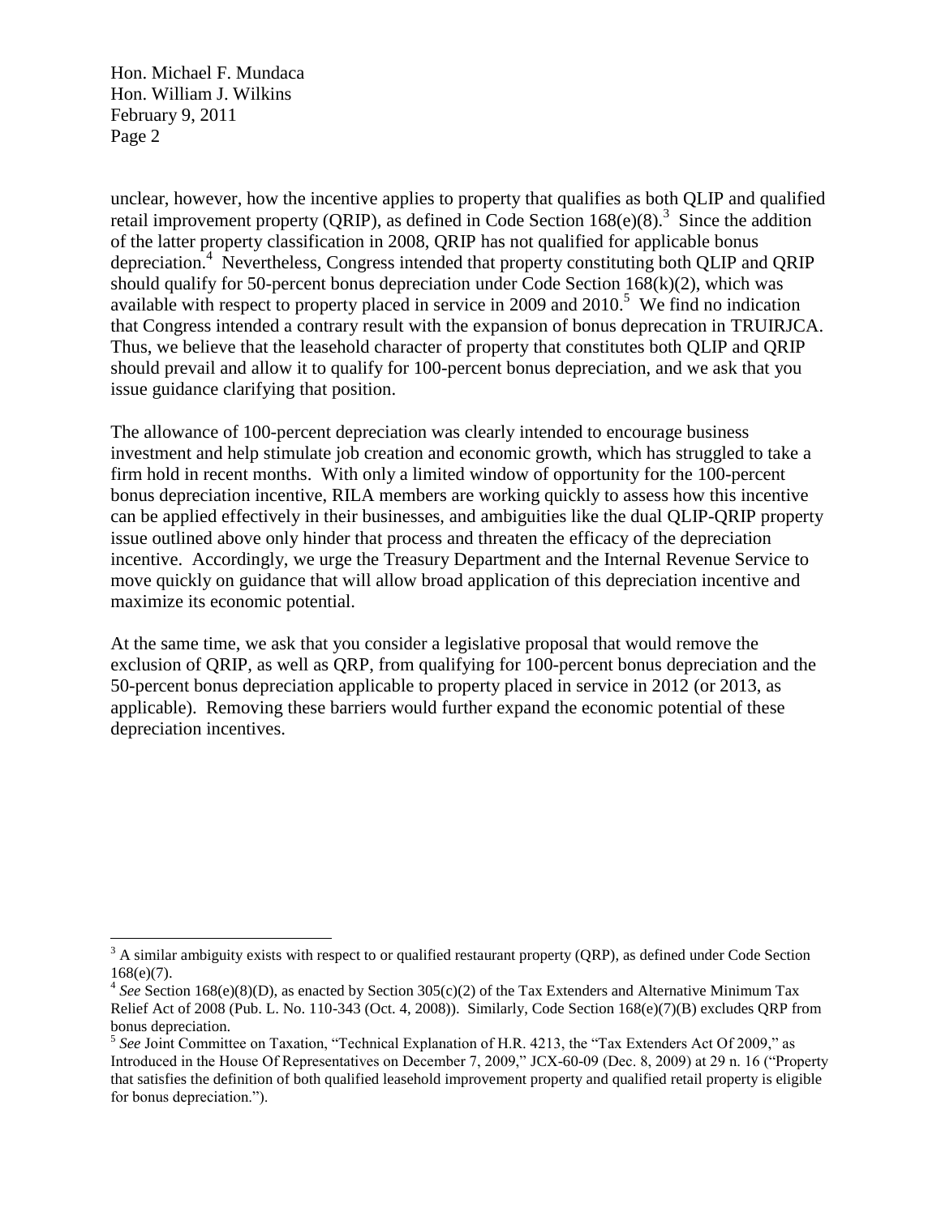unclear, however, how the incentive applies to property that qualifies as both QLIP and qualified retail improvement property (QRIP), as defined in Code Section 168(e)(8).[3] Since the addition of the latter property classification in 2008, QRIP has not qualified for applicable bonus depreciation.[4] Nevertheless, Congress intended that property constituting both QLIP and QRIP should qualify for 50-percent bonus depreciation under Code Section 168(k)(2), which was available with respect to property placed in service in 2009 and 2010.[5] We find no indication that Congress intended a contrary result with the expansion of bonus deprecation in TRUIRJCA. Thus, we believe that the leasehold character of property that constitutes both QLIP and QRIP should prevail and allow it to qualify for 100-percent bonus depreciation, and we ask that you issue guidance clarifying that position.

The allowance of 100-percent depreciation was clearly intended to encourage business investment and help stimulate job creation and economic growth, which has struggled to take a firm hold in recent months. With only a limited window of opportunity for the 100-percent bonus depreciation incentive, RILA members are working quickly to assess how this incentive can be applied effectively in their businesses, and ambiguities like the dual QLIP-QRIP property issue outlined above only hinder that process and threaten the efficacy of the depreciation incentive. Accordingly, we urge the Treasury Department and the Internal Revenue Service to move quickly on guidance that will allow broad application of this depreciation incentive and maximize its economic potential.

At the same time, we ask that you consider a legislative proposal that would remove the exclusion of QRIP, as well as QRP, from qualifying for 100-percent bonus depreciation and the 50-percent bonus depreciation applicable to property placed in service in 2012 (or 2013, as applicable). Removing these barriers would further expand the economic potential of these depreciation incentives.

---

[3] A similar ambiguity exists with respect to or qualified restaurant property (QRP), as defined under Code Section 168(e)(7).

[4] *See* Section 168(e)(8)(D), as enacted by Section 305(c)(2) of the Tax Extenders and Alternative Minimum Tax Relief Act of 2008 (Pub. L. No. 110-343 (Oct. 4, 2008)). Similarly, Code Section 168(e)(7)(B) excludes QRP from bonus depreciation.

[5] *See* Joint Committee on Taxation, "Technical Explanation of H.R. 4213, the "Tax Extenders Act Of 2009," as Introduced in the House Of Representatives on December 7, 2009," JCX-60-09 (Dec. 8, 2009) at 29 n. 16 ("Property that satisfies the definition of both qualified leasehold improvement property and qualified retail property is eligible for bonus depreciation.").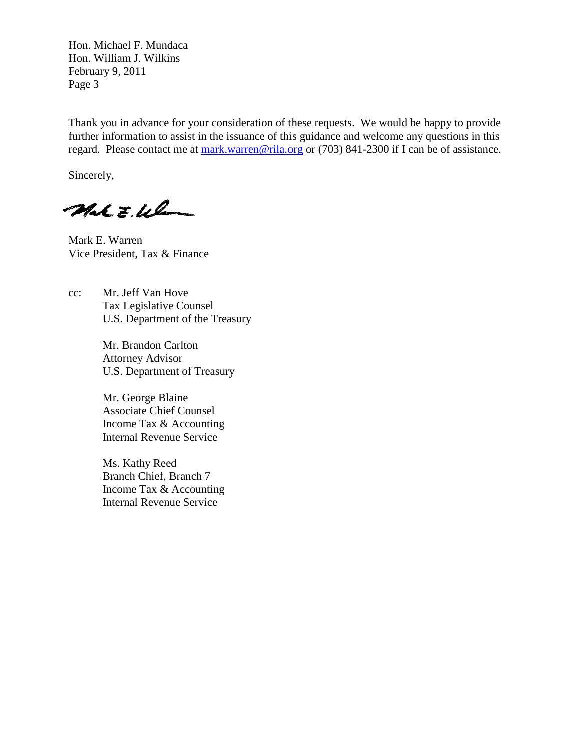Hon. Michael F. Mundaca
Hon. William J. Wilkins
February 9, 2011

Thank you in advance for your consideration of these requests. We would be happy to provide further information to assist in the issuance of this guidance and welcome any questions in this regard. Please contact me at mark.warren@rila.org or (703) 841-2300 if I can be of assistance.

Sincerely,

Mark E. Warren
Vice President, Tax & Finance

cc: Mr. Jeff Van Hove
Tax Legislative Counsel
U.S. Department of the Treasury

Mr. Brandon Carlton
Attorney Advisor
U.S. Department of Treasury

Mr. George Blaine
Associate Chief Counsel
Income Tax & Accounting
Internal Revenue Service

Ms. Kathy Reed
Branch Chief, Branch 7
Income Tax & Accounting
Internal Revenue Service